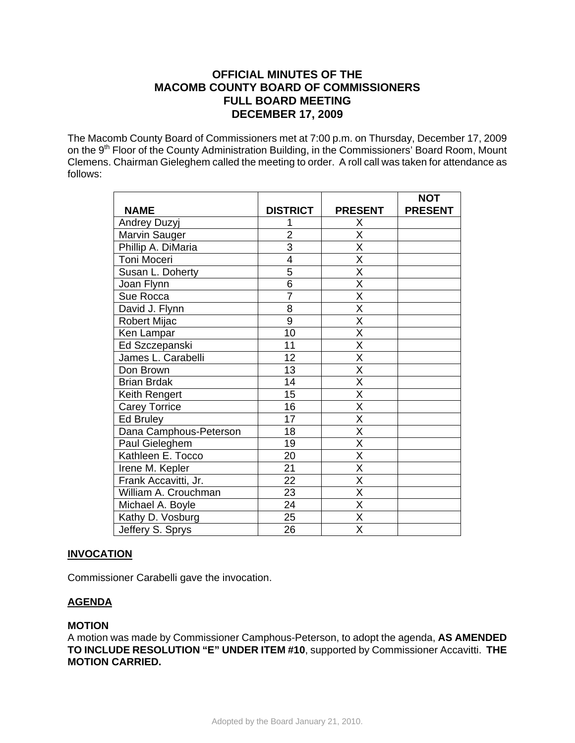# OFFICIAL MINUTES OF THE MACOMB COUNTY BOARD OF COMMISSIONERS FULL BOARD MEETING DECEMBER 17, 2009

The Macomb County Board of Commissioners met at 7:00 p.m. on Thursday, December 17, 2009 on the 9th Floor of the County Administration Building, in the Commissioners' Board Room, Mount Clemens. Chairman Gieleghem called the meeting to order. A roll call was taken for attendance as follows:

| NAME | DISTRICT | PRESENT | NOT PRESENT |
|---|---|---|---|
| Andrey Duzyj | 1 | X | |
| Marvin Sauger | 2 | X | |
| Phillip A. DiMaria | 3 | X | |
| Toni Moceri | 4 | X | |
| Susan L. Doherty | 5 | X | |
| Joan Flynn | 6 | X | |
| Sue Rocca | 7 | X | |
| David J. Flynn | 8 | X | |
| Robert Mijac | 9 | X | |
| Ken Lampar | 10 | X | |
| Ed Szczepanski | 11 | X | |
| James L. Carabelli | 12 | X | |
| Don Brown | 13 | X | |
| Brian Brdak | 14 | X | |
| Keith Rengert | 15 | X | |
| Carey Torrice | 16 | X | |
| Ed Bruley | 17 | X | |
| Dana Camphous-Peterson | 18 | X | |
| Paul Gieleghem | 19 | X | |
| Kathleen E. Tocco | 20 | X | |
| Irene M. Kepler | 21 | X | |
| Frank Accavitti, Jr. | 22 | X | |
| William A. Crouchman | 23 | X | |
| Michael A. Boyle | 24 | X | |
| Kathy D. Vosburg | 25 | X | |
| Jeffery S. Sprys | 26 | X | |

**INVOCATION**

Commissioner Carabelli gave the invocation.

**AGENDA**

**MOTION**

A motion was made by Commissioner Camphous-Peterson, to adopt the agenda, **AS AMENDED TO INCLUDE RESOLUTION "E" UNDER ITEM #10**, supported by Commissioner Accavitti. **THE MOTION CARRIED.**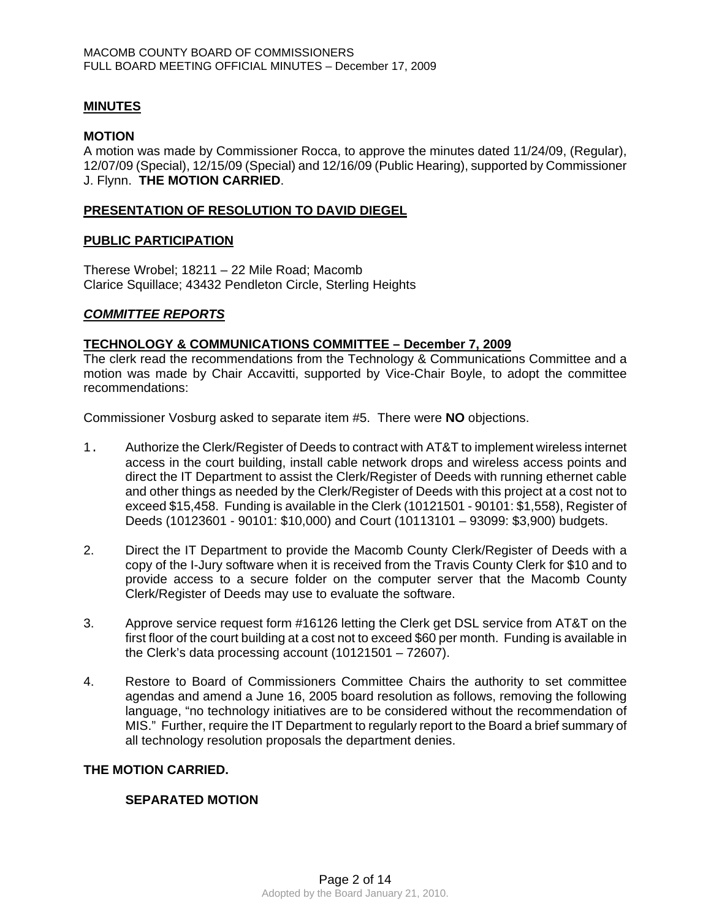## MINUTES

### MOTION

A motion was made by Commissioner Rocca, to approve the minutes dated 11/24/09, (Regular), 12/07/09 (Special), 12/15/09 (Special) and 12/16/09 (Public Hearing), supported by Commissioner J. Flynn. **THE MOTION CARRIED**.

## PRESENTATION OF RESOLUTION TO DAVID DIEGEL

## PUBLIC PARTICIPATION

Therese Wrobel; 18211 – 22 Mile Road; Macomb
Clarice Squillace; 43432 Pendleton Circle, Sterling Heights

## *COMMITTEE REPORTS*

### TECHNOLOGY & COMMUNICATIONS COMMITTEE – December 7, 2009

The clerk read the recommendations from the Technology & Communications Committee and a motion was made by Chair Accavitti, supported by Vice-Chair Boyle, to adopt the committee recommendations:

Commissioner Vosburg asked to separate item #5. There were **NO** objections.

1. Authorize the Clerk/Register of Deeds to contract with AT&T to implement wireless internet access in the court building, install cable network drops and wireless access points and direct the IT Department to assist the Clerk/Register of Deeds with running ethernet cable and other things as needed by the Clerk/Register of Deeds with this project at a cost not to exceed $15,458. Funding is available in the Clerk (10121501 - 90101: $1,558), Register of Deeds (10123601 - 90101: $10,000) and Court (10113101 – 93099: $3,900) budgets.

2. Direct the IT Department to provide the Macomb County Clerk/Register of Deeds with a copy of the I-Jury software when it is received from the Travis County Clerk for $10 and to provide access to a secure folder on the computer server that the Macomb County Clerk/Register of Deeds may use to evaluate the software.

3. Approve service request form #16126 letting the Clerk get DSL service from AT&T on the first floor of the court building at a cost not to exceed $60 per month. Funding is available in the Clerk's data processing account (10121501 – 72607).

4. Restore to Board of Commissioners Committee Chairs the authority to set committee agendas and amend a June 16, 2005 board resolution as follows, removing the following language, "no technology initiatives are to be considered without the recommendation of MIS." Further, require the IT Department to regularly report to the Board a brief summary of all technology resolution proposals the department denies.

**THE MOTION CARRIED.**

**SEPARATED MOTION**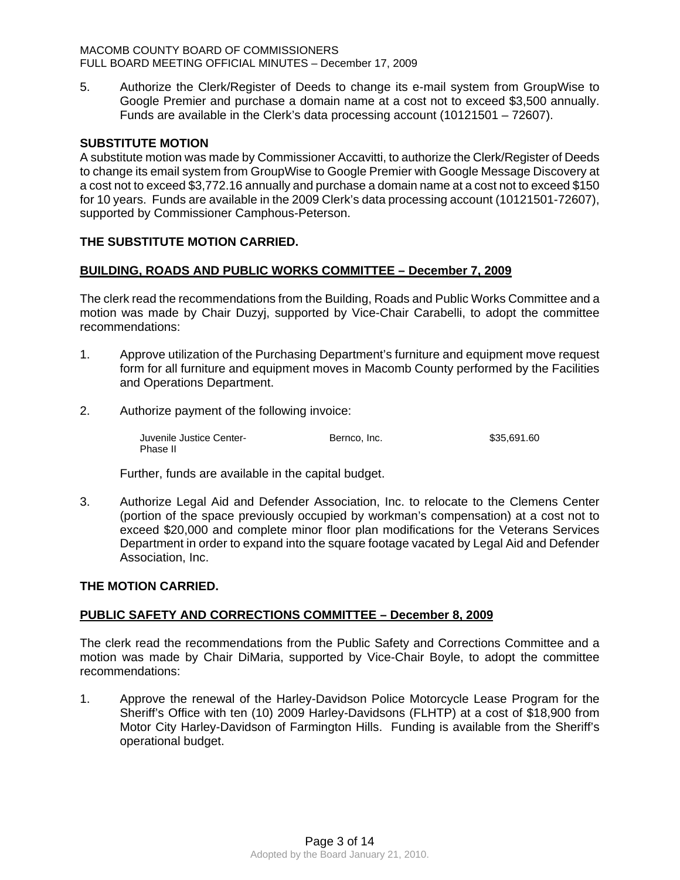5. Authorize the Clerk/Register of Deeds to change its e-mail system from GroupWise to Google Premier and purchase a domain name at a cost not to exceed $3,500 annually. Funds are available in the Clerk's data processing account (10121501 – 72607).

**SUBSTITUTE MOTION**

A substitute motion was made by Commissioner Accavitti, to authorize the Clerk/Register of Deeds to change its email system from GroupWise to Google Premier with Google Message Discovery at a cost not to exceed $3,772.16 annually and purchase a domain name at a cost not to exceed $150 for 10 years. Funds are available in the 2009 Clerk's data processing account (10121501-72607), supported by Commissioner Camphous-Peterson.

**THE SUBSTITUTE MOTION CARRIED.**

**BUILDING, ROADS AND PUBLIC WORKS COMMITTEE – December 7, 2009**

The clerk read the recommendations from the Building, Roads and Public Works Committee and a motion was made by Chair Duzyj, supported by Vice-Chair Carabelli, to adopt the committee recommendations:

1. Approve utilization of the Purchasing Department's furniture and equipment move request form for all furniture and equipment moves in Macomb County performed by the Facilities and Operations Department.

2. Authorize payment of the following invoice:

| | | |
|---|---|---|
| Juvenile Justice Center-Phase II | Bernco, Inc. | $35,691.60 |

   Further, funds are available in the capital budget.

3. Authorize Legal Aid and Defender Association, Inc. to relocate to the Clemens Center (portion of the space previously occupied by workman's compensation) at a cost not to exceed $20,000 and complete minor floor plan modifications for the Veterans Services Department in order to expand into the square footage vacated by Legal Aid and Defender Association, Inc.

**THE MOTION CARRIED.**

**PUBLIC SAFETY AND CORRECTIONS COMMITTEE – December 8, 2009**

The clerk read the recommendations from the Public Safety and Corrections Committee and a motion was made by Chair DiMaria, supported by Vice-Chair Boyle, to adopt the committee recommendations:

1. Approve the renewal of the Harley-Davidson Police Motorcycle Lease Program for the Sheriff's Office with ten (10) 2009 Harley-Davidsons (FLHTP) at a cost of $18,900 from Motor City Harley-Davidson of Farmington Hills. Funding is available from the Sheriff's operational budget.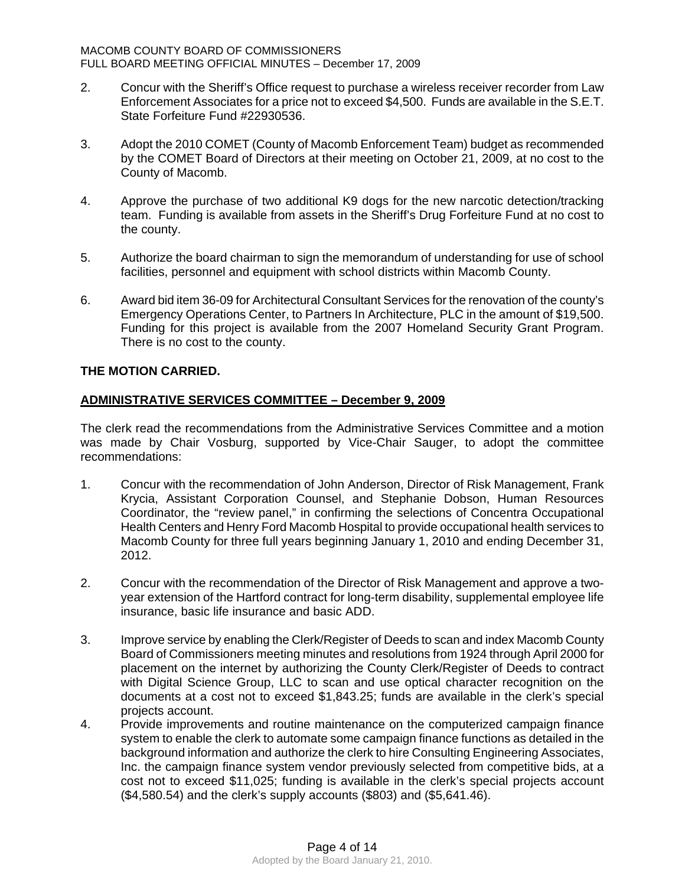2. Concur with the Sheriff's Office request to purchase a wireless receiver recorder from Law Enforcement Associates for a price not to exceed $4,500. Funds are available in the S.E.T. State Forfeiture Fund #22930536.

3. Adopt the 2010 COMET (County of Macomb Enforcement Team) budget as recommended by the COMET Board of Directors at their meeting on October 21, 2009, at no cost to the County of Macomb.

4. Approve the purchase of two additional K9 dogs for the new narcotic detection/tracking team. Funding is available from assets in the Sheriff's Drug Forfeiture Fund at no cost to the county.

5. Authorize the board chairman to sign the memorandum of understanding for use of school facilities, personnel and equipment with school districts within Macomb County.

6. Award bid item 36-09 for Architectural Consultant Services for the renovation of the county's Emergency Operations Center, to Partners In Architecture, PLC in the amount of $19,500. Funding for this project is available from the 2007 Homeland Security Grant Program. There is no cost to the county.

**THE MOTION CARRIED.**

**ADMINISTRATIVE SERVICES COMMITTEE – December 9, 2009**

The clerk read the recommendations from the Administrative Services Committee and a motion was made by Chair Vosburg, supported by Vice-Chair Sauger, to adopt the committee recommendations:

1. Concur with the recommendation of John Anderson, Director of Risk Management, Frank Krycia, Assistant Corporation Counsel, and Stephanie Dobson, Human Resources Coordinator, the "review panel," in confirming the selections of Concentra Occupational Health Centers and Henry Ford Macomb Hospital to provide occupational health services to Macomb County for three full years beginning January 1, 2010 and ending December 31, 2012.

2. Concur with the recommendation of the Director of Risk Management and approve a two-year extension of the Hartford contract for long-term disability, supplemental employee life insurance, basic life insurance and basic ADD.

3. Improve service by enabling the Clerk/Register of Deeds to scan and index Macomb County Board of Commissioners meeting minutes and resolutions from 1924 through April 2000 for placement on the internet by authorizing the County Clerk/Register of Deeds to contract with Digital Science Group, LLC to scan and use optical character recognition on the documents at a cost not to exceed $1,843.25; funds are available in the clerk's special projects account.

4. Provide improvements and routine maintenance on the computerized campaign finance system to enable the clerk to automate some campaign finance functions as detailed in the background information and authorize the clerk to hire Consulting Engineering Associates, Inc. the campaign finance system vendor previously selected from competitive bids, at a cost not to exceed $11,025; funding is available in the clerk's special projects account ($4,580.54) and the clerk's supply accounts ($803) and ($5,641.46).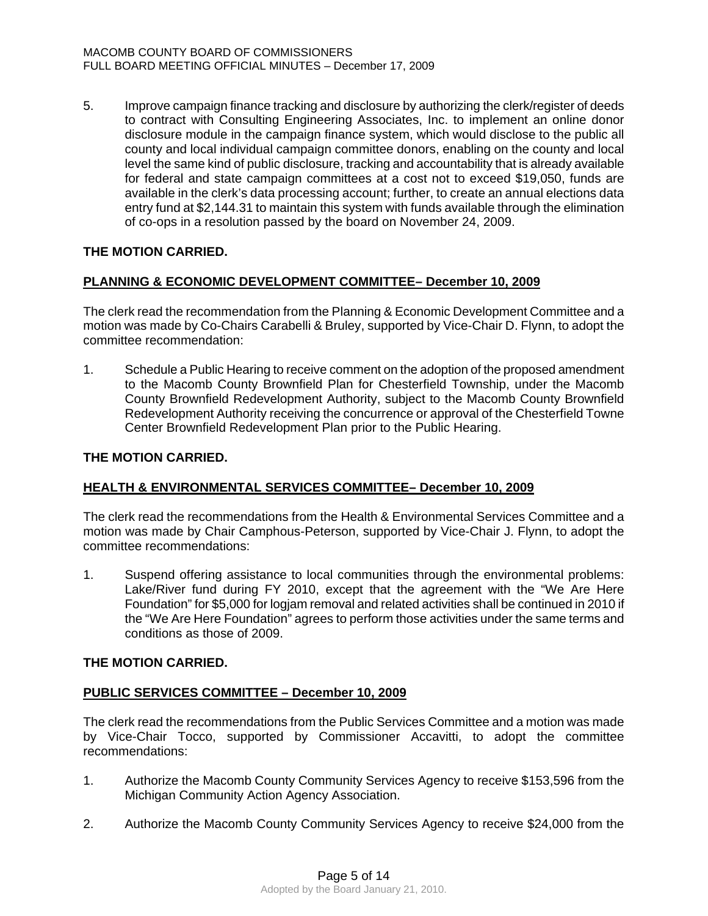5. Improve campaign finance tracking and disclosure by authorizing the clerk/register of deeds to contract with Consulting Engineering Associates, Inc. to implement an online donor disclosure module in the campaign finance system, which would disclose to the public all county and local individual campaign committee donors, enabling on the county and local level the same kind of public disclosure, tracking and accountability that is already available for federal and state campaign committees at a cost not to exceed $19,050, funds are available in the clerk's data processing account; further, to create an annual elections data entry fund at $2,144.31 to maintain this system with funds available through the elimination of co-ops in a resolution passed by the board on November 24, 2009.

**THE MOTION CARRIED.**

**PLANNING & ECONOMIC DEVELOPMENT COMMITTEE– December 10, 2009**

The clerk read the recommendation from the Planning & Economic Development Committee and a motion was made by Co-Chairs Carabelli & Bruley, supported by Vice-Chair D. Flynn, to adopt the committee recommendation:

1. Schedule a Public Hearing to receive comment on the adoption of the proposed amendment to the Macomb County Brownfield Plan for Chesterfield Township, under the Macomb County Brownfield Redevelopment Authority, subject to the Macomb County Brownfield Redevelopment Authority receiving the concurrence or approval of the Chesterfield Towne Center Brownfield Redevelopment Plan prior to the Public Hearing.

**THE MOTION CARRIED.**

**HEALTH & ENVIRONMENTAL SERVICES COMMITTEE– December 10, 2009**

The clerk read the recommendations from the Health & Environmental Services Committee and a motion was made by Chair Camphous-Peterson, supported by Vice-Chair J. Flynn, to adopt the committee recommendations:

1. Suspend offering assistance to local communities through the environmental problems: Lake/River fund during FY 2010, except that the agreement with the "We Are Here Foundation" for $5,000 for logjam removal and related activities shall be continued in 2010 if the "We Are Here Foundation" agrees to perform those activities under the same terms and conditions as those of 2009.

**THE MOTION CARRIED.**

**PUBLIC SERVICES COMMITTEE – December 10, 2009**

The clerk read the recommendations from the Public Services Committee and a motion was made by Vice-Chair Tocco, supported by Commissioner Accavitti, to adopt the committee recommendations:

1. Authorize the Macomb County Community Services Agency to receive $153,596 from the Michigan Community Action Agency Association.

2. Authorize the Macomb County Community Services Agency to receive $24,000 from the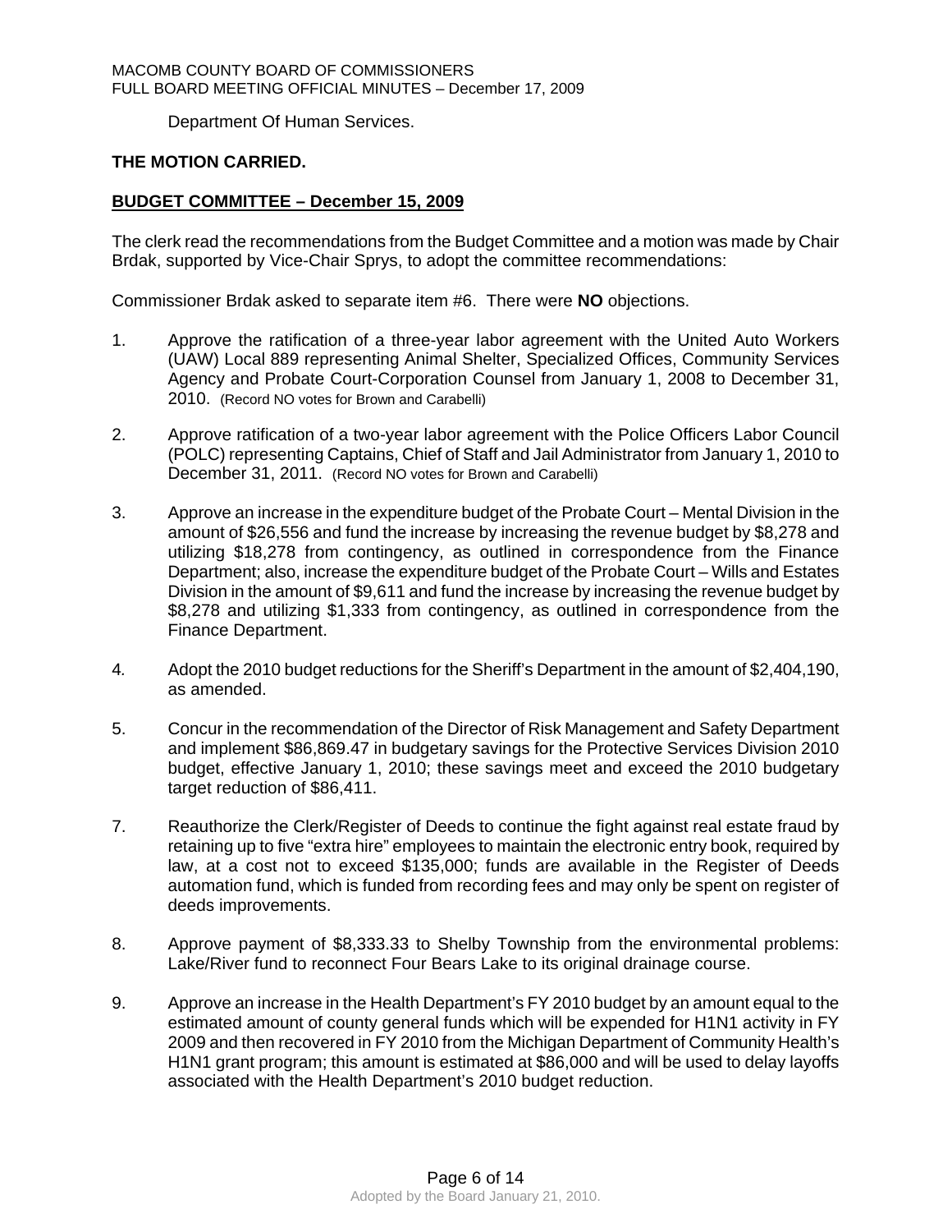Department Of Human Services.

**THE MOTION CARRIED.**

**BUDGET COMMITTEE – December 15, 2009**

The clerk read the recommendations from the Budget Committee and a motion was made by Chair Brdak, supported by Vice-Chair Sprys, to adopt the committee recommendations:

Commissioner Brdak asked to separate item #6. There were **NO** objections.

1. Approve the ratification of a three-year labor agreement with the United Auto Workers (UAW) Local 889 representing Animal Shelter, Specialized Offices, Community Services Agency and Probate Court-Corporation Counsel from January 1, 2008 to December 31, 2010. (Record NO votes for Brown and Carabelli)

2. Approve ratification of a two-year labor agreement with the Police Officers Labor Council (POLC) representing Captains, Chief of Staff and Jail Administrator from January 1, 2010 to December 31, 2011. (Record NO votes for Brown and Carabelli)

3. Approve an increase in the expenditure budget of the Probate Court – Mental Division in the amount of $26,556 and fund the increase by increasing the revenue budget by $8,278 and utilizing $18,278 from contingency, as outlined in correspondence from the Finance Department; also, increase the expenditure budget of the Probate Court – Wills and Estates Division in the amount of $9,611 and fund the increase by increasing the revenue budget by $8,278 and utilizing $1,333 from contingency, as outlined in correspondence from the Finance Department.

4. Adopt the 2010 budget reductions for the Sheriff's Department in the amount of $2,404,190, as amended.

5. Concur in the recommendation of the Director of Risk Management and Safety Department and implement $86,869.47 in budgetary savings for the Protective Services Division 2010 budget, effective January 1, 2010; these savings meet and exceed the 2010 budgetary target reduction of $86,411.

7. Reauthorize the Clerk/Register of Deeds to continue the fight against real estate fraud by retaining up to five "extra hire" employees to maintain the electronic entry book, required by law, at a cost not to exceed $135,000; funds are available in the Register of Deeds automation fund, which is funded from recording fees and may only be spent on register of deeds improvements.

8. Approve payment of $8,333.33 to Shelby Township from the environmental problems: Lake/River fund to reconnect Four Bears Lake to its original drainage course.

9. Approve an increase in the Health Department's FY 2010 budget by an amount equal to the estimated amount of county general funds which will be expended for H1N1 activity in FY 2009 and then recovered in FY 2010 from the Michigan Department of Community Health's H1N1 grant program; this amount is estimated at $86,000 and will be used to delay layoffs associated with the Health Department's 2010 budget reduction.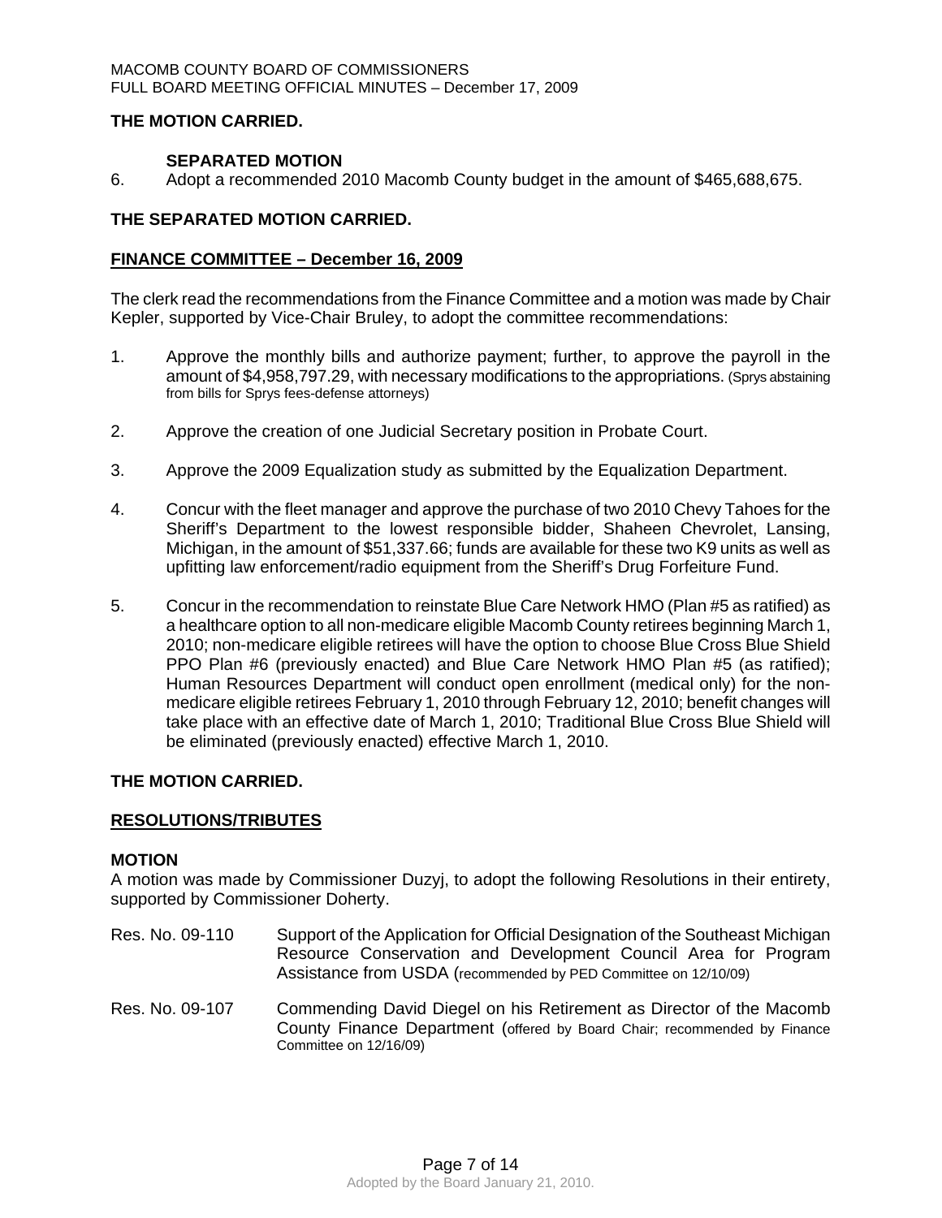**THE MOTION CARRIED.**

**SEPARATED MOTION**

6. Adopt a recommended 2010 Macomb County budget in the amount of $465,688,675.

**THE SEPARATED MOTION CARRIED.**

**FINANCE COMMITTEE – December 16, 2009**

The clerk read the recommendations from the Finance Committee and a motion was made by Chair Kepler, supported by Vice-Chair Bruley, to adopt the committee recommendations:

1. Approve the monthly bills and authorize payment; further, to approve the payroll in the amount of $4,958,797.29, with necessary modifications to the appropriations. (Sprys abstaining from bills for Sprys fees-defense attorneys)

2. Approve the creation of one Judicial Secretary position in Probate Court.

3. Approve the 2009 Equalization study as submitted by the Equalization Department.

4. Concur with the fleet manager and approve the purchase of two 2010 Chevy Tahoes for the Sheriff's Department to the lowest responsible bidder, Shaheen Chevrolet, Lansing, Michigan, in the amount of $51,337.66; funds are available for these two K9 units as well as upfitting law enforcement/radio equipment from the Sheriff's Drug Forfeiture Fund.

5. Concur in the recommendation to reinstate Blue Care Network HMO (Plan #5 as ratified) as a healthcare option to all non-medicare eligible Macomb County retirees beginning March 1, 2010; non-medicare eligible retirees will have the option to choose Blue Cross Blue Shield PPO Plan #6 (previously enacted) and Blue Care Network HMO Plan #5 (as ratified); Human Resources Department will conduct open enrollment (medical only) for the non-medicare eligible retirees February 1, 2010 through February 12, 2010; benefit changes will take place with an effective date of March 1, 2010; Traditional Blue Cross Blue Shield will be eliminated (previously enacted) effective March 1, 2010.

**THE MOTION CARRIED.**

**RESOLUTIONS/TRIBUTES**

**MOTION**

A motion was made by Commissioner Duzyj, to adopt the following Resolutions in their entirety, supported by Commissioner Doherty.

Res. No. 09-110 — Support of the Application for Official Designation of the Southeast Michigan Resource Conservation and Development Council Area for Program Assistance from USDA (recommended by PED Committee on 12/10/09)

Res. No. 09-107 — Commending David Diegel on his Retirement as Director of the Macomb County Finance Department (offered by Board Chair; recommended by Finance Committee on 12/16/09)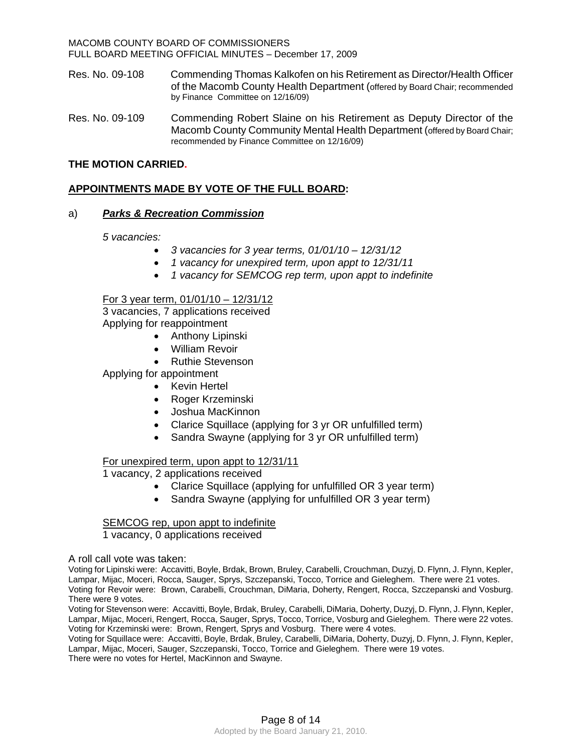Res. No. 09-108 Commending Thomas Kalkofen on his Retirement as Director/Health Officer of the Macomb County Health Department (offered by Board Chair; recommended by Finance Committee on 12/16/09)

Res. No. 09-109 Commending Robert Slaine on his Retirement as Deputy Director of the Macomb County Community Mental Health Department (offered by Board Chair; recommended by Finance Committee on 12/16/09)

**THE MOTION CARRIED.**

**APPOINTMENTS MADE BY VOTE OF THE FULL BOARD:**

a) ***Parks & Recreation Commission***

*5 vacancies:*

- *3 vacancies for 3 year terms, 01/01/10 – 12/31/12*
- *1 vacancy for unexpired term, upon appt to 12/31/11*
- *1 vacancy for SEMCOG rep term, upon appt to indefinite*

For 3 year term, 01/01/10 – 12/31/12

3 vacancies, 7 applications received

Applying for reappointment

- Anthony Lipinski
- William Revoir
- Ruthie Stevenson

Applying for appointment

- Kevin Hertel
- Roger Krzeminski
- Joshua MacKinnon
- Clarice Squillace (applying for 3 yr OR unfulfilled term)
- Sandra Swayne (applying for 3 yr OR unfulfilled term)

For unexpired term, upon appt to 12/31/11

1 vacancy, 2 applications received

- Clarice Squillace (applying for unfulfilled OR 3 year term)
- Sandra Swayne (applying for unfulfilled OR 3 year term)

SEMCOG rep, upon appt to indefinite

1 vacancy, 0 applications received

A roll call vote was taken:

Voting for Lipinski were: Accavitti, Boyle, Brdak, Brown, Bruley, Carabelli, Crouchman, Duzyj, D. Flynn, J. Flynn, Kepler, Lampar, Mijac, Moceri, Rocca, Sauger, Sprys, Szczepanski, Tocco, Torrice and Gieleghem. There were 21 votes.

Voting for Revoir were: Brown, Carabelli, Crouchman, DiMaria, Doherty, Rengert, Rocca, Szczepanski and Vosburg. There were 9 votes.

Voting for Stevenson were: Accavitti, Boyle, Brdak, Bruley, Carabelli, DiMaria, Doherty, Duzyj, D. Flynn, J. Flynn, Kepler, Lampar, Mijac, Moceri, Rengert, Rocca, Sauger, Sprys, Tocco, Torrice, Vosburg and Gieleghem. There were 22 votes.

Voting for Krzeminski were: Brown, Rengert, Sprys and Vosburg. There were 4 votes.

Voting for Squillace were: Accavitti, Boyle, Brdak, Bruley, Carabelli, DiMaria, Doherty, Duzyj, D. Flynn, J. Flynn, Kepler, Lampar, Mijac, Moceri, Sauger, Szczepanski, Tocco, Torrice and Gieleghem. There were 19 votes.

There were no votes for Hertel, MacKinnon and Swayne.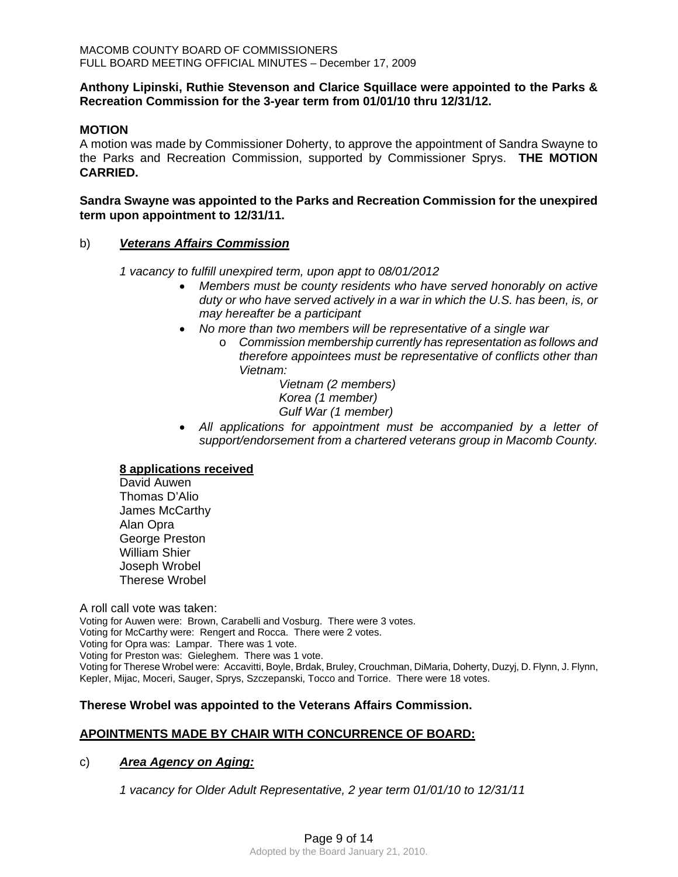**Anthony Lipinski, Ruthie Stevenson and Clarice Squillace were appointed to the Parks & Recreation Commission for the 3-year term from 01/01/10 thru 12/31/12.**

**MOTION**

A motion was made by Commissioner Doherty, to approve the appointment of Sandra Swayne to the Parks and Recreation Commission, supported by Commissioner Sprys. **THE MOTION CARRIED.**

**Sandra Swayne was appointed to the Parks and Recreation Commission for the unexpired term upon appointment to 12/31/11.**

b) ***Veterans Affairs Commission***

*1 vacancy to fulfill unexpired term, upon appt to 08/01/2012*

- *Members must be county residents who have served honorably on active duty or who have served actively in a war in which the U.S. has been, is, or may hereafter be a participant*
- *No more than two members will be representative of a single war*
  - *Commission membership currently has representation as follows and therefore appointees must be representative of conflicts other than Vietnam:*

    *Vietnam (2 members)*
    *Korea (1 member)*
    *Gulf War (1 member)*
- *All applications for appointment must be accompanied by a letter of support/endorsement from a chartered veterans group in Macomb County.*

**8 applications received**

David Auwen
Thomas D'Alio
James McCarthy
Alan Opra
George Preston
William Shier
Joseph Wrobel
Therese Wrobel

A roll call vote was taken:

Voting for Auwen were: Brown, Carabelli and Vosburg. There were 3 votes.
Voting for McCarthy were: Rengert and Rocca. There were 2 votes.
Voting for Opra was: Lampar. There was 1 vote.
Voting for Preston was: Gieleghem. There was 1 vote.
Voting for Therese Wrobel were: Accavitti, Boyle, Brdak, Bruley, Crouchman, DiMaria, Doherty, Duzyj, D. Flynn, J. Flynn, Kepler, Mijac, Moceri, Sauger, Sprys, Szczepanski, Tocco and Torrice. There were 18 votes.

**Therese Wrobel was appointed to the Veterans Affairs Commission.**

**APPOINTMENTS MADE BY CHAIR WITH CONCURRENCE OF BOARD:**

c) ***Area Agency on Aging:***

*1 vacancy for Older Adult Representative, 2 year term 01/01/10 to 12/31/11*

Adopted by the Board January 21, 2010.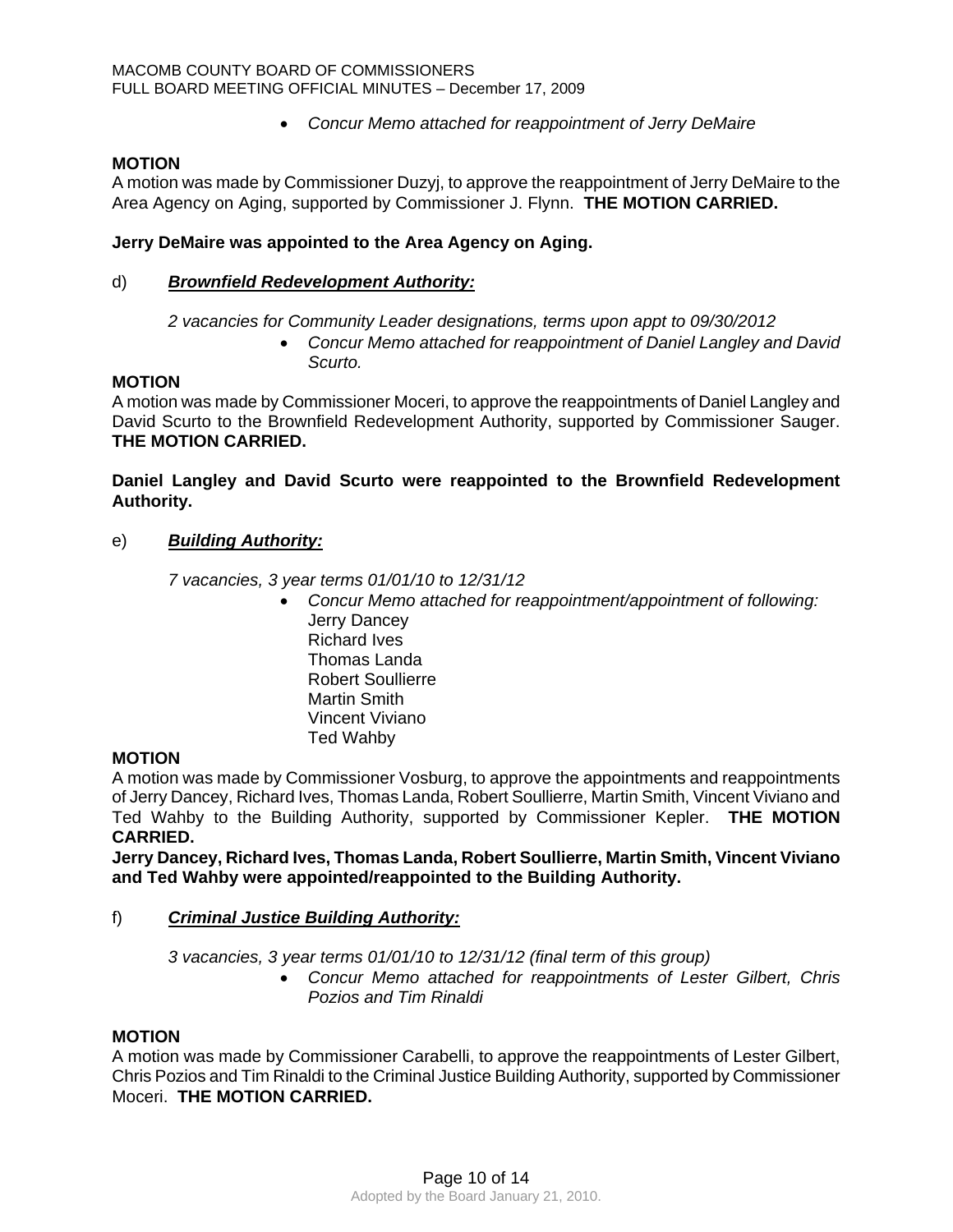- *Concur Memo attached for reappointment of Jerry DeMaire*

**MOTION**
A motion was made by Commissioner Duzyj, to approve the reappointment of Jerry DeMaire to the Area Agency on Aging, supported by Commissioner J. Flynn. **THE MOTION CARRIED.**

**Jerry DeMaire was appointed to the Area Agency on Aging.**

d) ***Brownfield Redevelopment Authority:***

*2 vacancies for Community Leader designations, terms upon appt to 09/30/2012*

- *Concur Memo attached for reappointment of Daniel Langley and David Scurto.*

**MOTION**
A motion was made by Commissioner Moceri, to approve the reappointments of Daniel Langley and David Scurto to the Brownfield Redevelopment Authority, supported by Commissioner Sauger. **THE MOTION CARRIED.**

**Daniel Langley and David Scurto were reappointed to the Brownfield Redevelopment Authority.**

e) ***Building Authority:***

*7 vacancies, 3 year terms 01/01/10 to 12/31/12*

- *Concur Memo attached for reappointment/appointment of following:*
  Jerry Dancey
  Richard Ives
  Thomas Landa
  Robert Soullierre
  Martin Smith
  Vincent Viviano
  Ted Wahby

**MOTION**
A motion was made by Commissioner Vosburg, to approve the appointments and reappointments of Jerry Dancey, Richard Ives, Thomas Landa, Robert Soullierre, Martin Smith, Vincent Viviano and Ted Wahby to the Building Authority, supported by Commissioner Kepler. **THE MOTION CARRIED.**

**Jerry Dancey, Richard Ives, Thomas Landa, Robert Soullierre, Martin Smith, Vincent Viviano and Ted Wahby were appointed/reappointed to the Building Authority.**

f) ***Criminal Justice Building Authority:***

*3 vacancies, 3 year terms 01/01/10 to 12/31/12 (final term of this group)*

- *Concur Memo attached for reappointments of Lester Gilbert, Chris Pozios and Tim Rinaldi*

**MOTION**
A motion was made by Commissioner Carabelli, to approve the reappointments of Lester Gilbert, Chris Pozios and Tim Rinaldi to the Criminal Justice Building Authority, supported by Commissioner Moceri. **THE MOTION CARRIED.**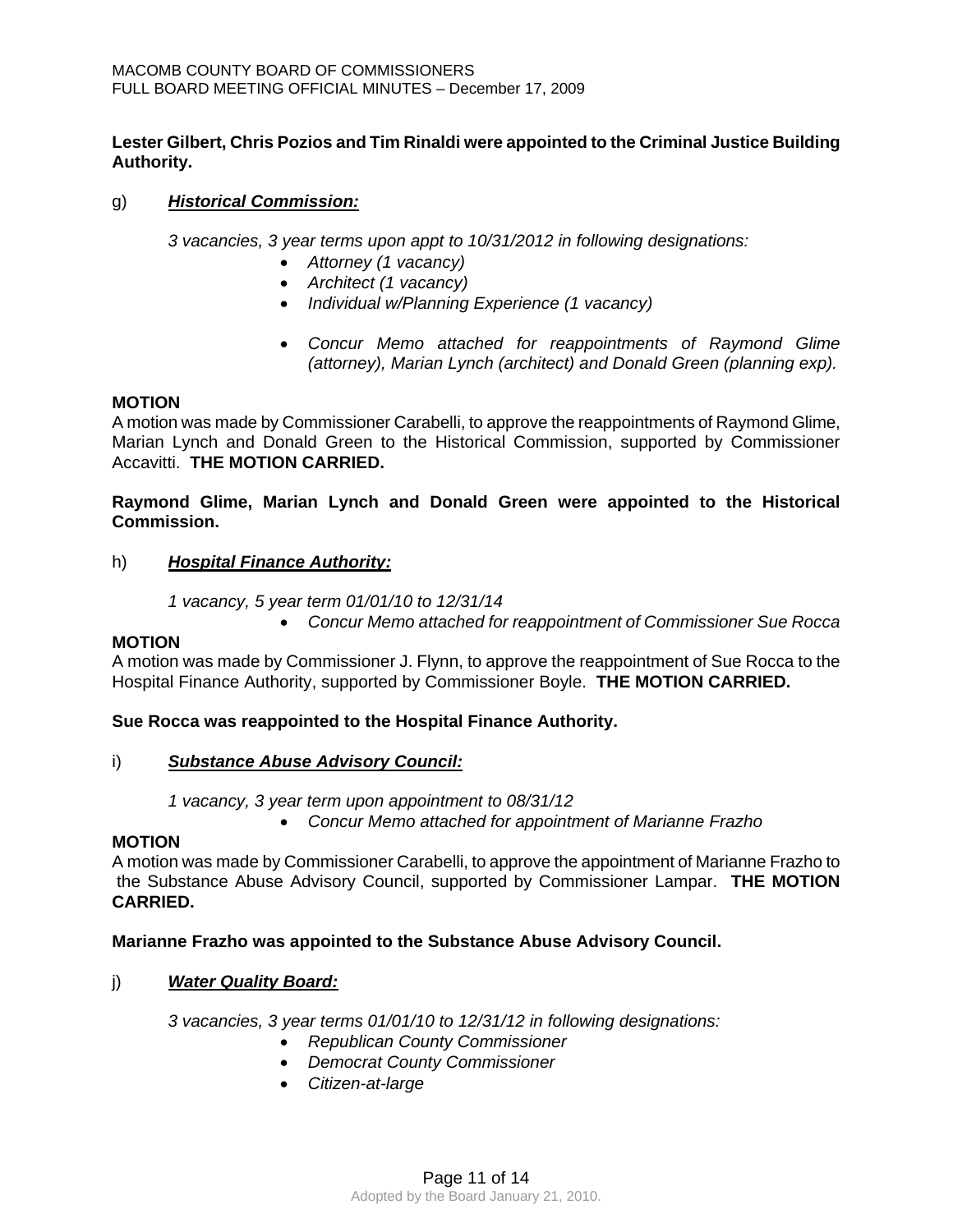**Lester Gilbert, Chris Pozios and Tim Rinaldi were appointed to the Criminal Justice Building Authority.**

g) ***Historical Commission:***

*3 vacancies, 3 year terms upon appt to 10/31/2012 in following designations:*

- *Attorney (1 vacancy)*
- *Architect (1 vacancy)*
- *Individual w/Planning Experience (1 vacancy)*

- *Concur Memo attached for reappointments of Raymond Glime (attorney), Marian Lynch (architect) and Donald Green (planning exp).*

**MOTION**
A motion was made by Commissioner Carabelli, to approve the reappointments of Raymond Glime, Marian Lynch and Donald Green to the Historical Commission, supported by Commissioner Accavitti. **THE MOTION CARRIED.**

**Raymond Glime, Marian Lynch and Donald Green were appointed to the Historical Commission.**

h) ***Hospital Finance Authority:***

*1 vacancy, 5 year term 01/01/10 to 12/31/14*

- *Concur Memo attached for reappointment of Commissioner Sue Rocca*

**MOTION**
A motion was made by Commissioner J. Flynn, to approve the reappointment of Sue Rocca to the Hospital Finance Authority, supported by Commissioner Boyle. **THE MOTION CARRIED.**

**Sue Rocca was reappointed to the Hospital Finance Authority.**

i) ***Substance Abuse Advisory Council:***

*1 vacancy, 3 year term upon appointment to 08/31/12*

- *Concur Memo attached for appointment of Marianne Frazho*

**MOTION**
A motion was made by Commissioner Carabelli, to approve the appointment of Marianne Frazho to the Substance Abuse Advisory Council, supported by Commissioner Lampar. **THE MOTION CARRIED.**

**Marianne Frazho was appointed to the Substance Abuse Advisory Council.**

j) ***Water Quality Board:***

*3 vacancies, 3 year terms 01/01/10 to 12/31/12 in following designations:*

- *Republican County Commissioner*
- *Democrat County Commissioner*
- *Citizen-at-large*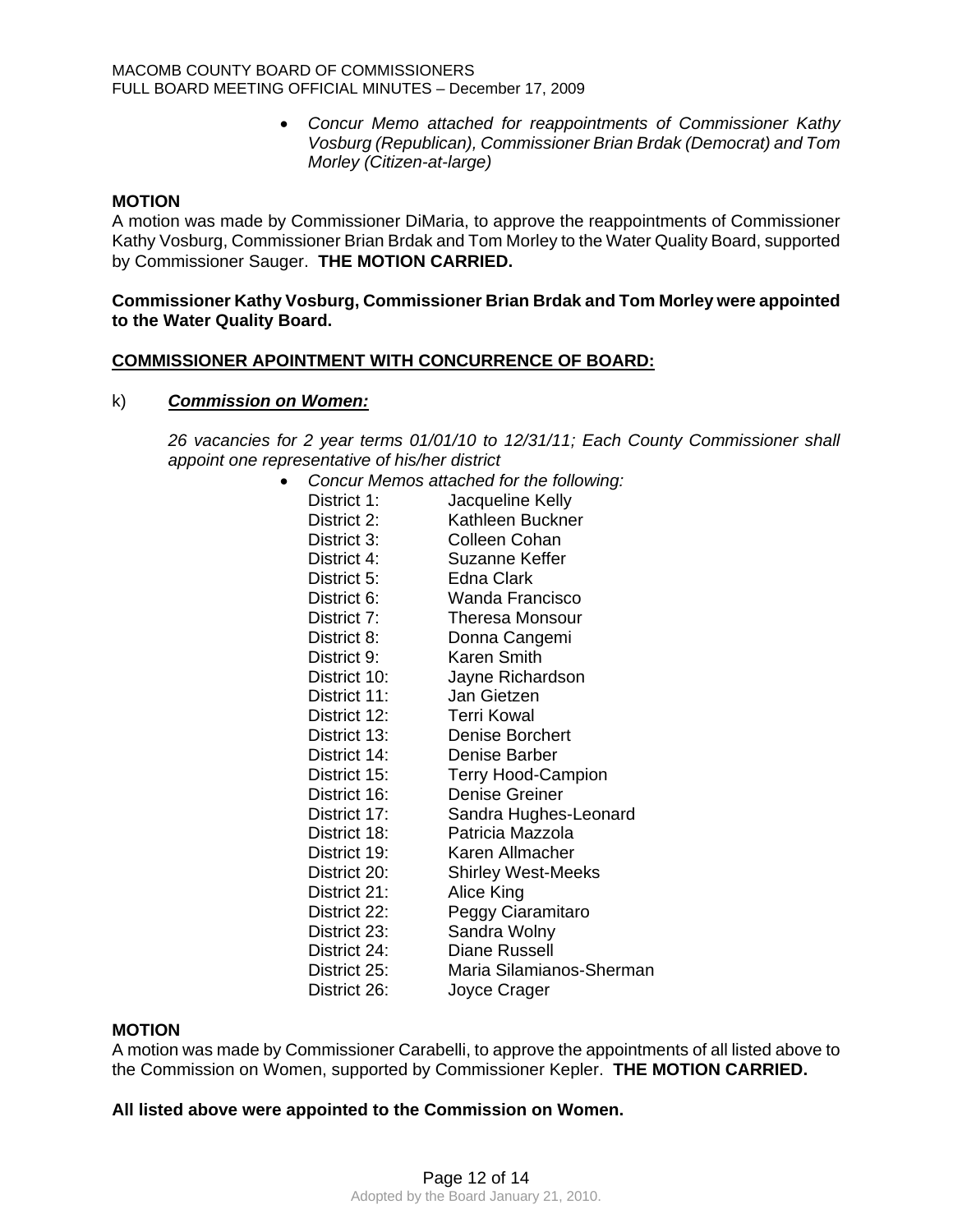- *Concur Memo attached for reappointments of Commissioner Kathy Vosburg (Republican), Commissioner Brian Brdak (Democrat) and Tom Morley (Citizen-at-large)*

**MOTION**

A motion was made by Commissioner DiMaria, to approve the reappointments of Commissioner Kathy Vosburg, Commissioner Brian Brdak and Tom Morley to the Water Quality Board, supported by Commissioner Sauger. **THE MOTION CARRIED.**

**Commissioner Kathy Vosburg, Commissioner Brian Brdak and Tom Morley were appointed to the Water Quality Board.**

**COMMISSIONER APOINTMENT WITH CONCURRENCE OF BOARD:**

k) ***Commission on Women:***

*26 vacancies for 2 year terms 01/01/10 to 12/31/11; Each County Commissioner shall appoint one representative of his/her district*

- *Concur Memos attached for the following:*

| | |
|---|---|
| District 1: | Jacqueline Kelly |
| District 2: | Kathleen Buckner |
| District 3: | Colleen Cohan |
| District 4: | Suzanne Keffer |
| District 5: | Edna Clark |
| District 6: | Wanda Francisco |
| District 7: | Theresa Monsour |
| District 8: | Donna Cangemi |
| District 9: | Karen Smith |
| District 10: | Jayne Richardson |
| District 11: | Jan Gietzen |
| District 12: | Terri Kowal |
| District 13: | Denise Borchert |
| District 14: | Denise Barber |
| District 15: | Terry Hood-Campion |
| District 16: | Denise Greiner |
| District 17: | Sandra Hughes-Leonard |
| District 18: | Patricia Mazzola |
| District 19: | Karen Allmacher |
| District 20: | Shirley West-Meeks |
| District 21: | Alice King |
| District 22: | Peggy Ciaramitaro |
| District 23: | Sandra Wolny |
| District 24: | Diane Russell |
| District 25: | Maria Silamianos-Sherman |
| District 26: | Joyce Crager |

**MOTION**

A motion was made by Commissioner Carabelli, to approve the appointments of all listed above to the Commission on Women, supported by Commissioner Kepler. **THE MOTION CARRIED.**

**All listed above were appointed to the Commission on Women.**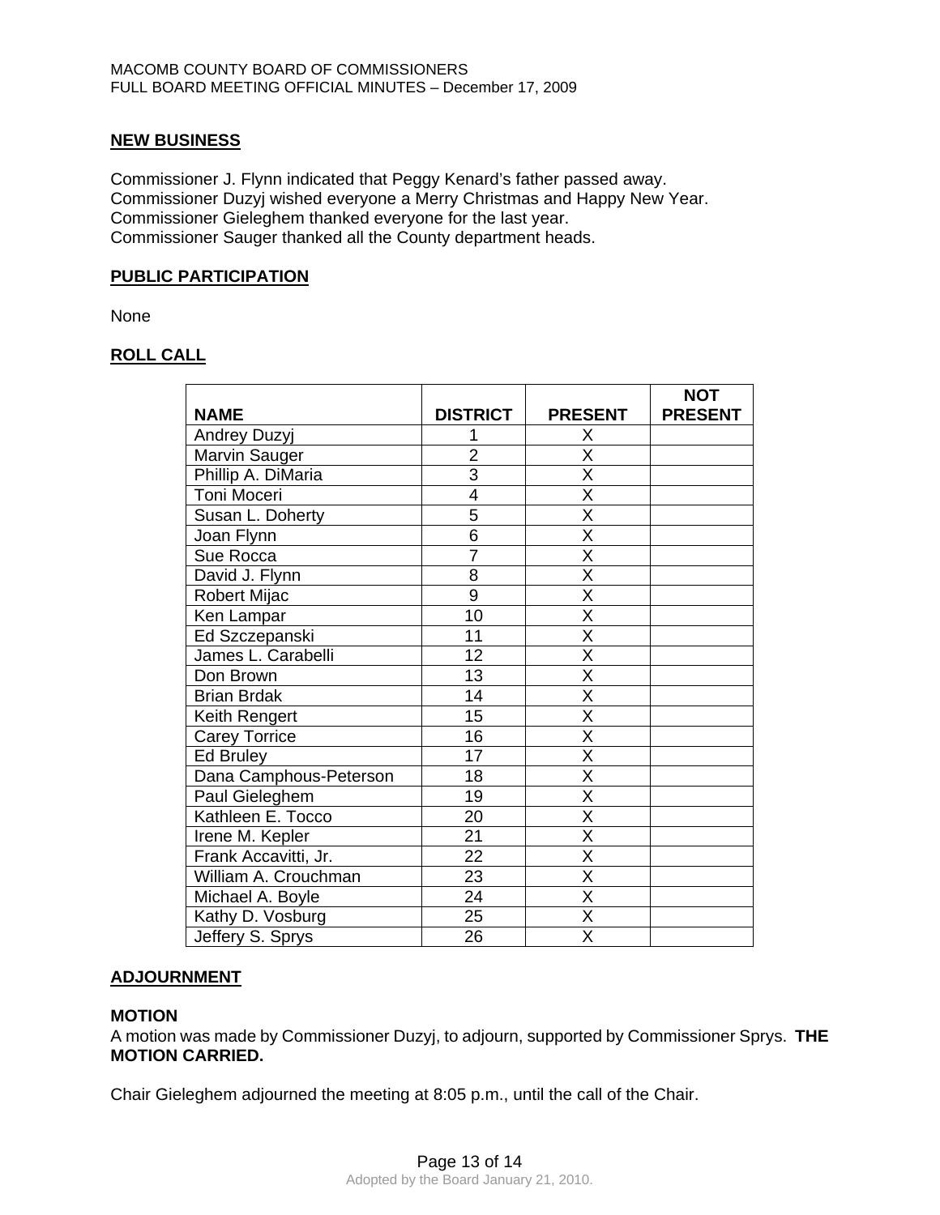## NEW BUSINESS

Commissioner J. Flynn indicated that Peggy Kenard's father passed away.
Commissioner Duzyj wished everyone a Merry Christmas and Happy New Year.
Commissioner Gieleghem thanked everyone for the last year.
Commissioner Sauger thanked all the County department heads.

## PUBLIC PARTICIPATION

None

## ROLL CALL

| NAME | DISTRICT | PRESENT | NOT PRESENT |
|---|---|---|---|
| Andrey Duzyj | 1 | X | |
| Marvin Sauger | 2 | X | |
| Phillip A. DiMaria | 3 | X | |
| Toni Moceri | 4 | X | |
| Susan L. Doherty | 5 | X | |
| Joan Flynn | 6 | X | |
| Sue Rocca | 7 | X | |
| David J. Flynn | 8 | X | |
| Robert Mijac | 9 | X | |
| Ken Lampar | 10 | X | |
| Ed Szczepanski | 11 | X | |
| James L. Carabelli | 12 | X | |
| Don Brown | 13 | X | |
| Brian Brdak | 14 | X | |
| Keith Rengert | 15 | X | |
| Carey Torrice | 16 | X | |
| Ed Bruley | 17 | X | |
| Dana Camphous-Peterson | 18 | X | |
| Paul Gieleghem | 19 | X | |
| Kathleen E. Tocco | 20 | X | |
| Irene M. Kepler | 21 | X | |
| Frank Accavitti, Jr. | 22 | X | |
| William A. Crouchman | 23 | X | |
| Michael A. Boyle | 24 | X | |
| Kathy D. Vosburg | 25 | X | |
| Jeffery S. Sprys | 26 | X | |

## ADJOURNMENT

**MOTION**
A motion was made by Commissioner Duzyj, to adjourn, supported by Commissioner Sprys. **THE MOTION CARRIED.**

Chair Gieleghem adjourned the meeting at 8:05 p.m., until the call of the Chair.

Adopted by the Board January 21, 2010.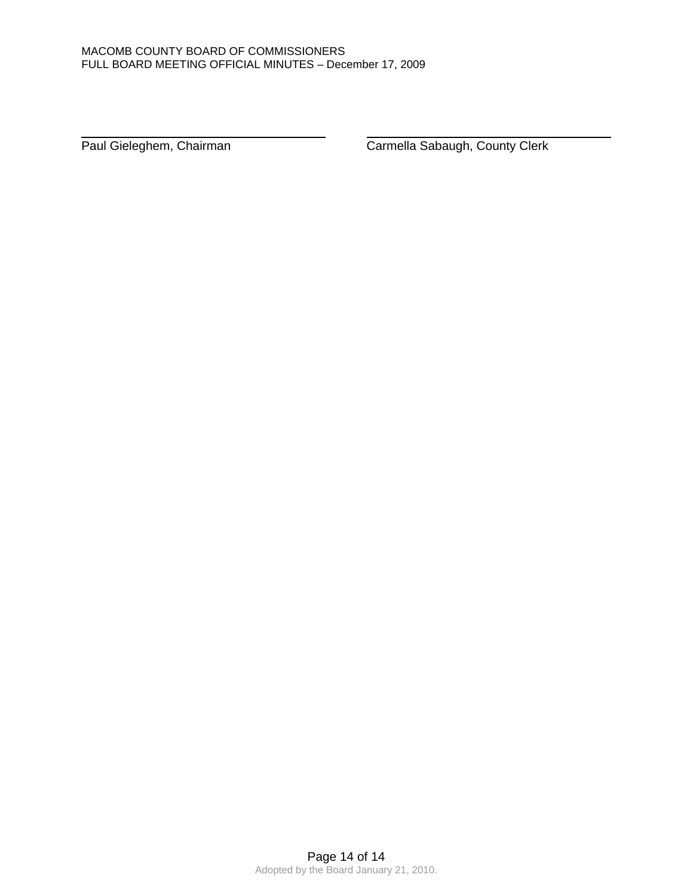Paul Gieleghem, Chairman

Carmella Sabaugh, County Clerk

Adopted by the Board January 21, 2010.